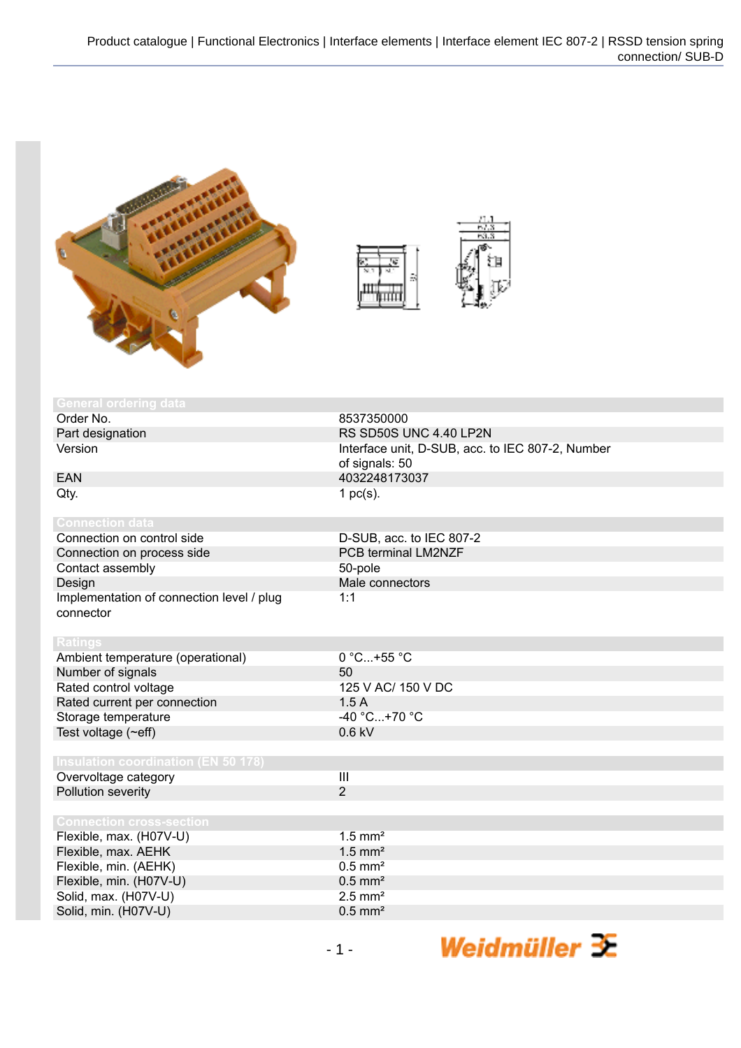## General ordering data

| | |
|---|---|
| Order No. | 8537350000 |
| Part designation | RS SD50S UNC 4.40 LP2N |
| Version | Interface unit, D-SUB, acc. to IEC 807-2, Number of signals: 50 |
| EAN | 4032248173037 |
| Qty. | 1 pc(s). |

## Connection data

| | |
|---|---|
| Connection on control side | D-SUB, acc. to IEC 807-2 |
| Connection on process side | PCB terminal LM2NZF |
| Contact assembly | 50-pole |
| Design | Male connectors |
| Implementation of connection level / plug connector | 1:1 |

## Ratings

| | |
|---|---|
| Ambient temperature (operational) | 0 °C...+55 °C |
| Number of signals | 50 |
| Rated control voltage | 125 V AC/ 150 V DC |
| Rated current per connection | 1.5 A |
| Storage temperature | -40 °C...+70 °C |
| Test voltage (~eff) | 0.6 kV |

## Insulation coordination (EN 50 178)

| | |
|---|---|
| Overvoltage category | III |
| Pollution severity | 2 |

## Connection cross-section

| | |
|---|---|
| Flexible, max. (H07V-U) | 1.5 mm² |
| Flexible, max. AEHK | 1.5 mm² |
| Flexible, min. (AEHK) | 0.5 mm² |
| Flexible, min. (H07V-U) | 0.5 mm² |
| Solid, max. (H07V-U) | 2.5 mm² |
| Solid, min. (H07V-U) | 0.5 mm² |

Weidmüller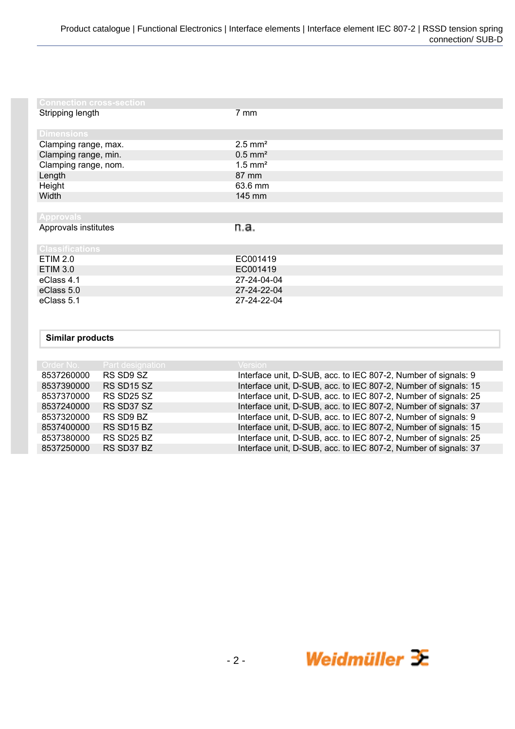| Connection cross-section | |
|---|---|
| Stripping length | 7 mm |

| Dimensions | |
|---|---|
| Clamping range, max. | 2.5 mm² |
| Clamping range, min. | 0.5 mm² |
| Clamping range, nom. | 1.5 mm² |
| Length | 87 mm |
| Height | 63.6 mm |
| Width | 145 mm |

| Approvals | |
|---|---|
| Approvals institutes | n.a. |

| Classifications | |
|---|---|
| ETIM 2.0 | EC001419 |
| ETIM 3.0 | EC001419 |
| eClass 4.1 | 27-24-04-04 |
| eClass 5.0 | 27-24-22-04 |
| eClass 5.1 | 27-24-22-04 |

## Similar products

| Order No. | Part designation | Version |
|---|---|---|
| 8537260000 | RS SD9 SZ | Interface unit, D-SUB, acc. to IEC 807-2, Number of signals: 9 |
| 8537390000 | RS SD15 SZ | Interface unit, D-SUB, acc. to IEC 807-2, Number of signals: 15 |
| 8537370000 | RS SD25 SZ | Interface unit, D-SUB, acc. to IEC 807-2, Number of signals: 25 |
| 8537240000 | RS SD37 SZ | Interface unit, D-SUB, acc. to IEC 807-2, Number of signals: 37 |
| 8537320000 | RS SD9 BZ | Interface unit, D-SUB, acc. to IEC 807-2, Number of signals: 9 |
| 8537400000 | RS SD15 BZ | Interface unit, D-SUB, acc. to IEC 807-2, Number of signals: 15 |
| 8537380000 | RS SD25 BZ | Interface unit, D-SUB, acc. to IEC 807-2, Number of signals: 25 |
| 8537250000 | RS SD37 BZ | Interface unit, D-SUB, acc. to IEC 807-2, Number of signals: 37 |